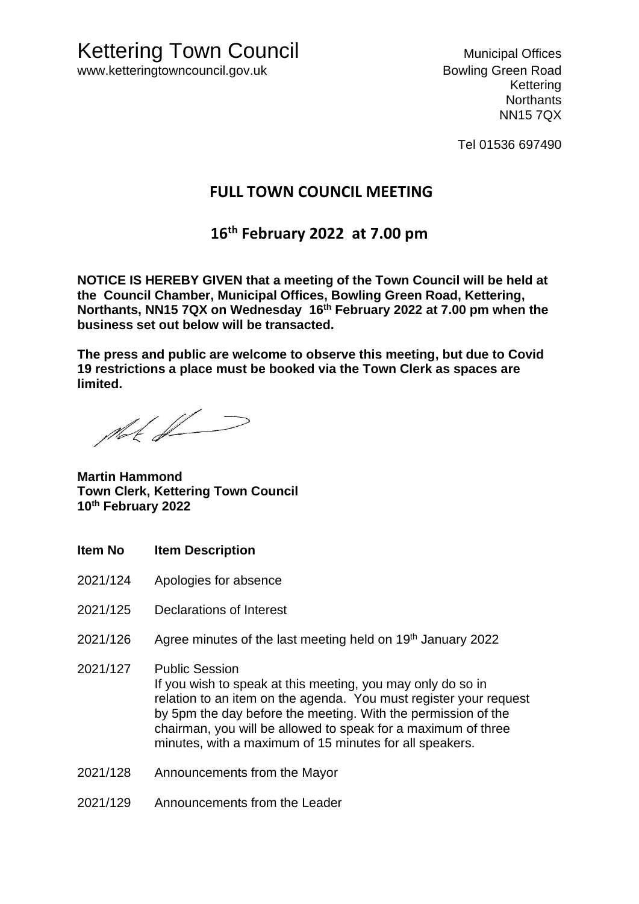# Kettering Town Council

www.ketteringtowncouncil.gov.uk

Municipal Offices
Bowling Green Road
Kettering
Northants
NN15 7QX

Tel 01536 697490

## FULL TOWN COUNCIL MEETING

## 16th February 2022 at 7.00 pm

**NOTICE IS HEREBY GIVEN that a meeting of the Town Council will be held at the Council Chamber, Municipal Offices, Bowling Green Road, Kettering, Northants, NN15 7QX on Wednesday 16th February 2022 at 7.00 pm when the business set out below will be transacted.**

**The press and public are welcome to observe this meeting, but due to Covid 19 restrictions a place must be booked via the Town Clerk as spaces are limited.**

**Martin Hammond**
**Town Clerk, Kettering Town Council**
**10th February 2022**

| Item No | Item Description |
|---|---|
| 2021/124 | Apologies for absence |
| 2021/125 | Declarations of Interest |
| 2021/126 | Agree minutes of the last meeting held on 19th January 2022 |
| 2021/127 | Public Session<br>If you wish to speak at this meeting, you may only do so in relation to an item on the agenda. You must register your request by 5pm the day before the meeting. With the permission of the chairman, you will be allowed to speak for a maximum of three minutes, with a maximum of 15 minutes for all speakers. |
| 2021/128 | Announcements from the Mayor |
| 2021/129 | Announcements from the Leader |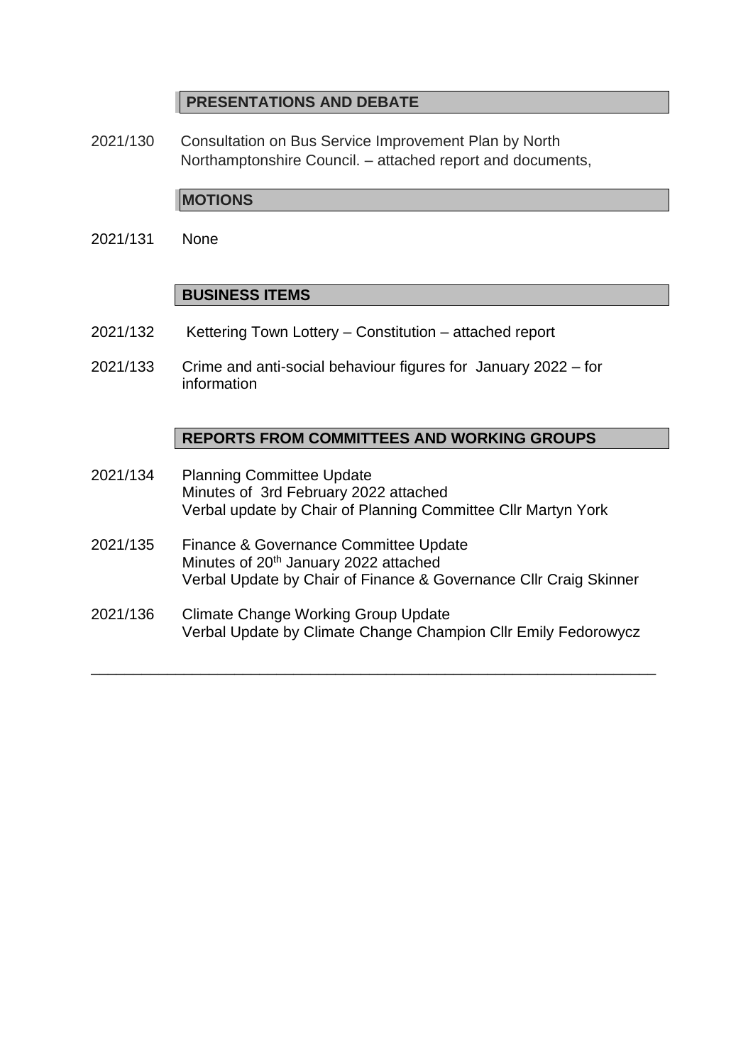## PRESENTATIONS AND DEBATE

2021/130 Consultation on Bus Service Improvement Plan by North Northamptonshire Council. – attached report and documents,

## MOTIONS

2021/131 None

## BUSINESS ITEMS

2021/132 Kettering Town Lottery – Constitution – attached report

2021/133 Crime and anti-social behaviour figures for January 2022 – for information

## REPORTS FROM COMMITTEES AND WORKING GROUPS

2021/134 Planning Committee Update
Minutes of 3rd February 2022 attached
Verbal update by Chair of Planning Committee Cllr Martyn York

2021/135 Finance & Governance Committee Update
Minutes of 20th January 2022 attached
Verbal Update by Chair of Finance & Governance Cllr Craig Skinner

2021/136 Climate Change Working Group Update
Verbal Update by Climate Change Champion Cllr Emily Fedorowycz

---